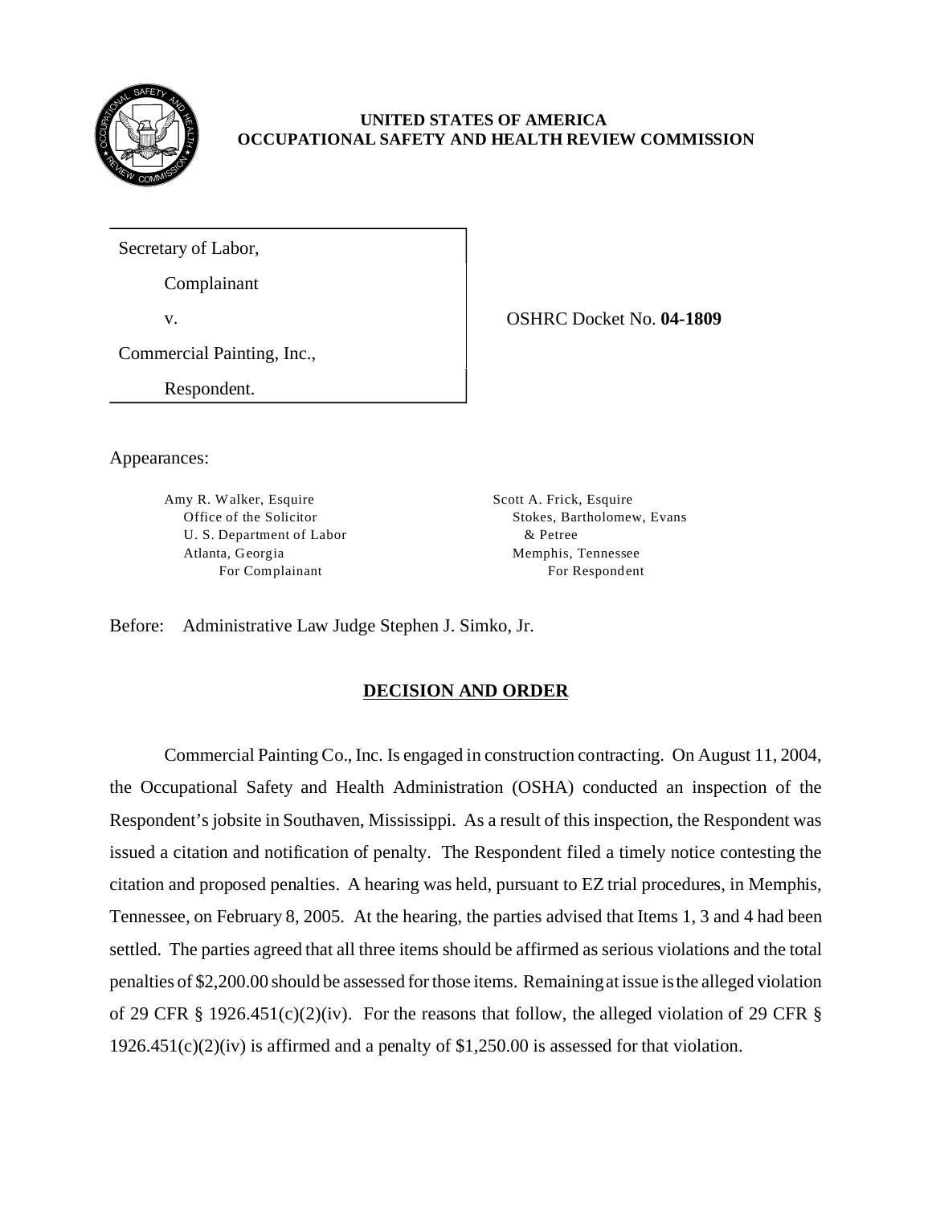**UNITED STATES OF AMERICA**
**OCCUPATIONAL SAFETY AND HEALTH REVIEW COMMISSION**

Secretary of Label,

Complainant

v.

Commercial Painting, Inc.,

Respondent.

OSHRC Docket No. **04-1809**

Appearances:

| | |
|---|---|
| Amy R. Walker, Esquire | Scott A. Frick, Esquire |
| Office of the Solicitor | Stokes, Bartholomew, Evans |
| U. S. Department of Labor | & Petree |
| Atlanta, Georgia | Memphis, Tennessee |
| For Complainant | For Respondent |

Before: Administrative Law Judge Stephen J. Simko, Jr.

## DECISION AND ORDER

Commercial Painting Co., Inc. Is engaged in construction contracting. On August 11, 2004, the Occupational Safety and Health Administration (OSHA) conducted an inspection of the Respondent's jobsite in Southaven, Mississippi. As a result of this inspection, the Respondent was issued a citation and notification of penalty. The Respondent filed a timely notice contesting the citation and proposed penalties. A hearing was held, pursuant to EZ trial procedures, in Memphis, Tennessee, on February 8, 2005. At the hearing, the parties advised that Items 1, 3 and 4 had been settled. The parties agreed that all three items should be affirmed as serious violations and the total penalties of $2,200.00 should be assessed for those items. Remaining at issue is the alleged violation of 29 CFR § 1926.451(c)(2)(iv). For the reasons that follow, the alleged violation of 29 CFR § 1926.451(c)(2)(iv) is affirmed and a penalty of $1,250.00 is assessed for that violation.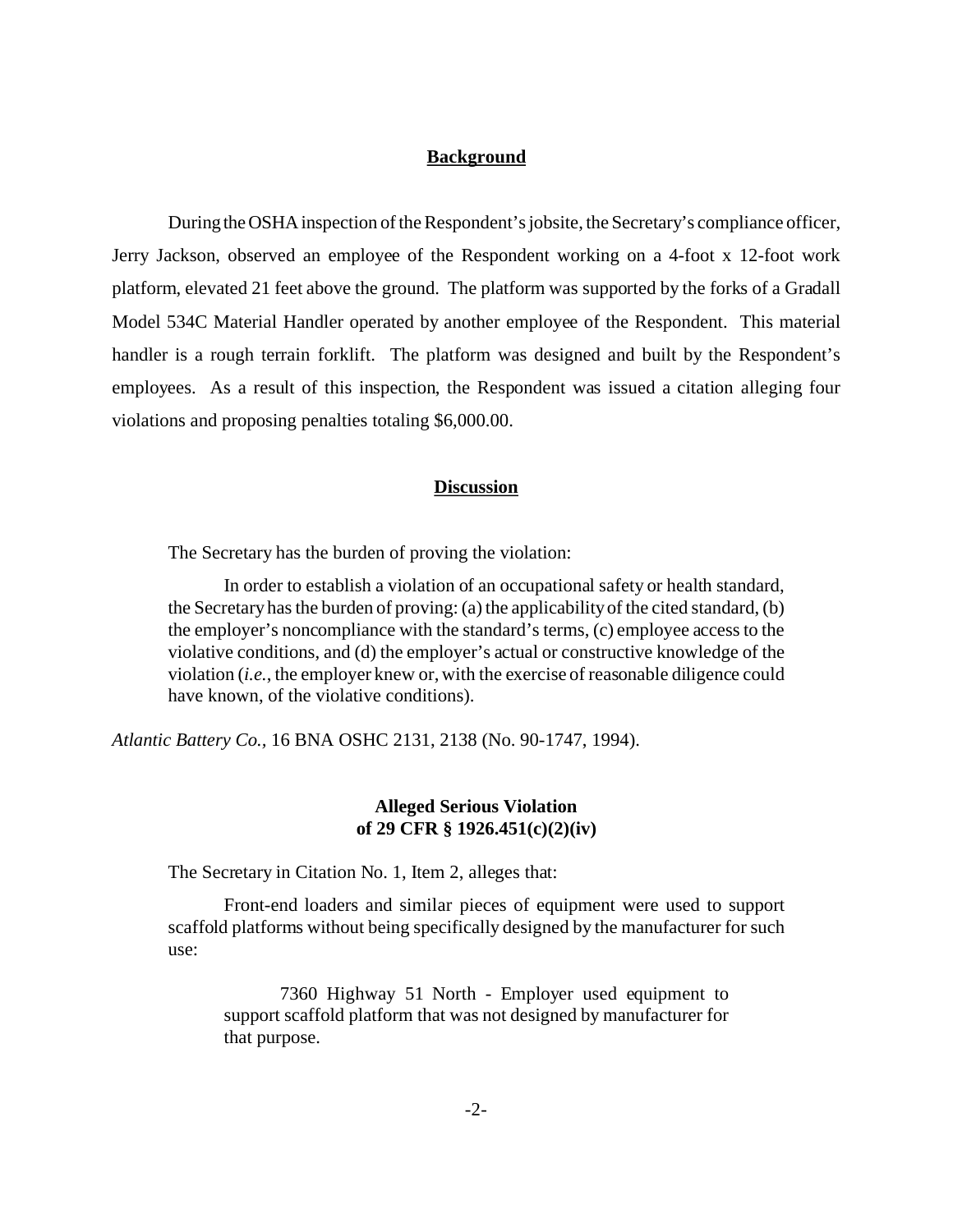## Background

During the OSHA inspection of the Respondent's jobsite, the Secretary's compliance officer, Jerry Jackson, observed an employee of the Respondent working on a 4-foot x 12-foot work platform, elevated 21 feet above the ground. The platform was supported by the forks of a Gradall Model 534C Material Handler operated by another employee of the Respondent. This material handler is a rough terrain forklift. The platform was designed and built by the Respondent's employees. As a result of this inspection, the Respondent was issued a citation alleging four violations and proposing penalties totaling $6,000.00.

## Discussion

The Secretary has the burden of proving the violation:

> In order to establish a violation of an occupational safety or health standard, the Secretary has the burden of proving: (a) the applicability of the cited standard, (b) the employer's noncompliance with the standard's terms, (c) employee access to the violative conditions, and (d) the employer's actual or constructive knowledge of the violation (*i.e.*, the employer knew or, with the exercise of reasonable diligence could have known, of the violative conditions).

*Atlantic Battery Co.*, 16 BNA OSHC 2131, 2138 (No. 90-1747, 1994).

### Alleged Serious Violation of 29 CFR § 1926.451(c)(2)(iv)

The Secretary in Citation No. 1, Item 2, alleges that:

> Front-end loaders and similar pieces of equipment were used to support scaffold platforms without being specifically designed by the manufacturer for such use:
>
>> 7360 Highway 51 North - Employer used equipment to support scaffold platform that was not designed by manufacturer for that purpose.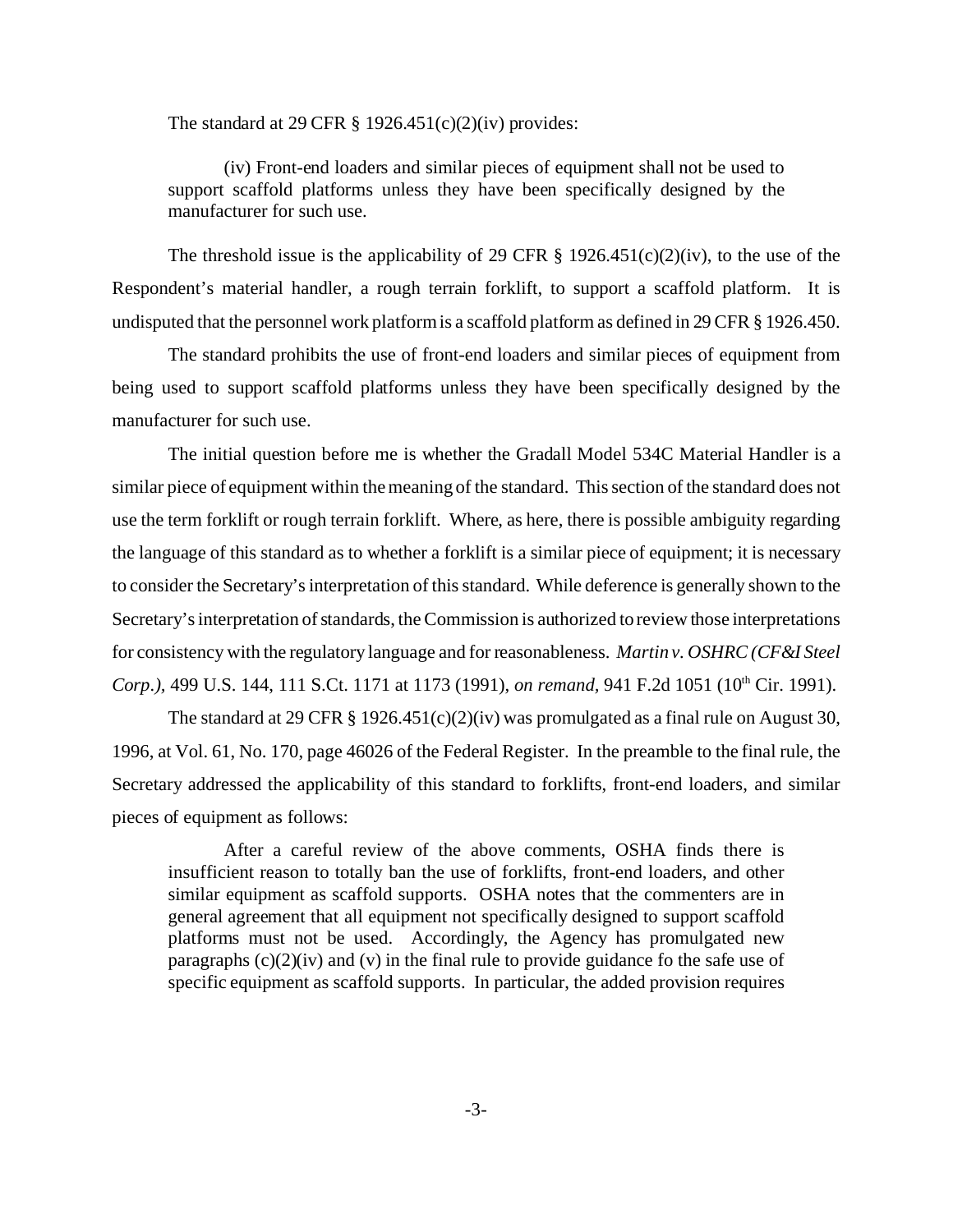The standard at 29 CFR § 1926.451(c)(2)(iv) provides:

> (iv) Front-end loaders and similar pieces of equipment shall not be used to support scaffold platforms unless they have been specifically designed by the manufacturer for such use.

The threshold issue is the applicability of 29 CFR § 1926.451(c)(2)(iv), to the use of the Respondent's material handler, a rough terrain forklift, to support a scaffold platform. It is undisputed that the personnel work platform is a scaffold platform as defined in 29 CFR § 1926.450.

The standard prohibits the use of front-end loaders and similar pieces of equipment from being used to support scaffold platforms unless they have been specifically designed by the manufacturer for such use.

The initial question before me is whether the Gradall Model 534C Material Handler is a similar piece of equipment within the meaning of the standard. This section of the standard does not use the term forklift or rough terrain forklift. Where, as here, there is possible ambiguity regarding the language of this standard as to whether a forklift is a similar piece of equipment; it is necessary to consider the Secretary's interpretation of this standard. While deference is generally shown to the Secretary's interpretation of standards, the Commission is authorized to review those interpretations for consistency with the regulatory language and for reasonableness. *Martin v. OSHRC (CF&I Steel Corp.),* 499 U.S. 144, 111 S.Ct. 1171 at 1173 (1991), *on remand,* 941 F.2d 1051 (10th Cir. 1991).

The standard at 29 CFR § 1926.451(c)(2)(iv) was promulgated as a final rule on August 30, 1996, at Vol. 61, No. 170, page 46026 of the Federal Register. In the preamble to the final rule, the Secretary addressed the applicability of this standard to forklifts, front-end loaders, and similar pieces of equipment as follows:

> After a careful review of the above comments, OSHA finds there is insufficient reason to totally ban the use of forklifts, front-end loaders, and other similar equipment as scaffold supports. OSHA notes that the commenters are in general agreement that all equipment not specifically designed to support scaffold platforms must not be used. Accordingly, the Agency has promulgated new paragraphs (c)(2)(iv) and (v) in the final rule to provide guidance fo the safe use of specific equipment as scaffold supports. In particular, the added provision requires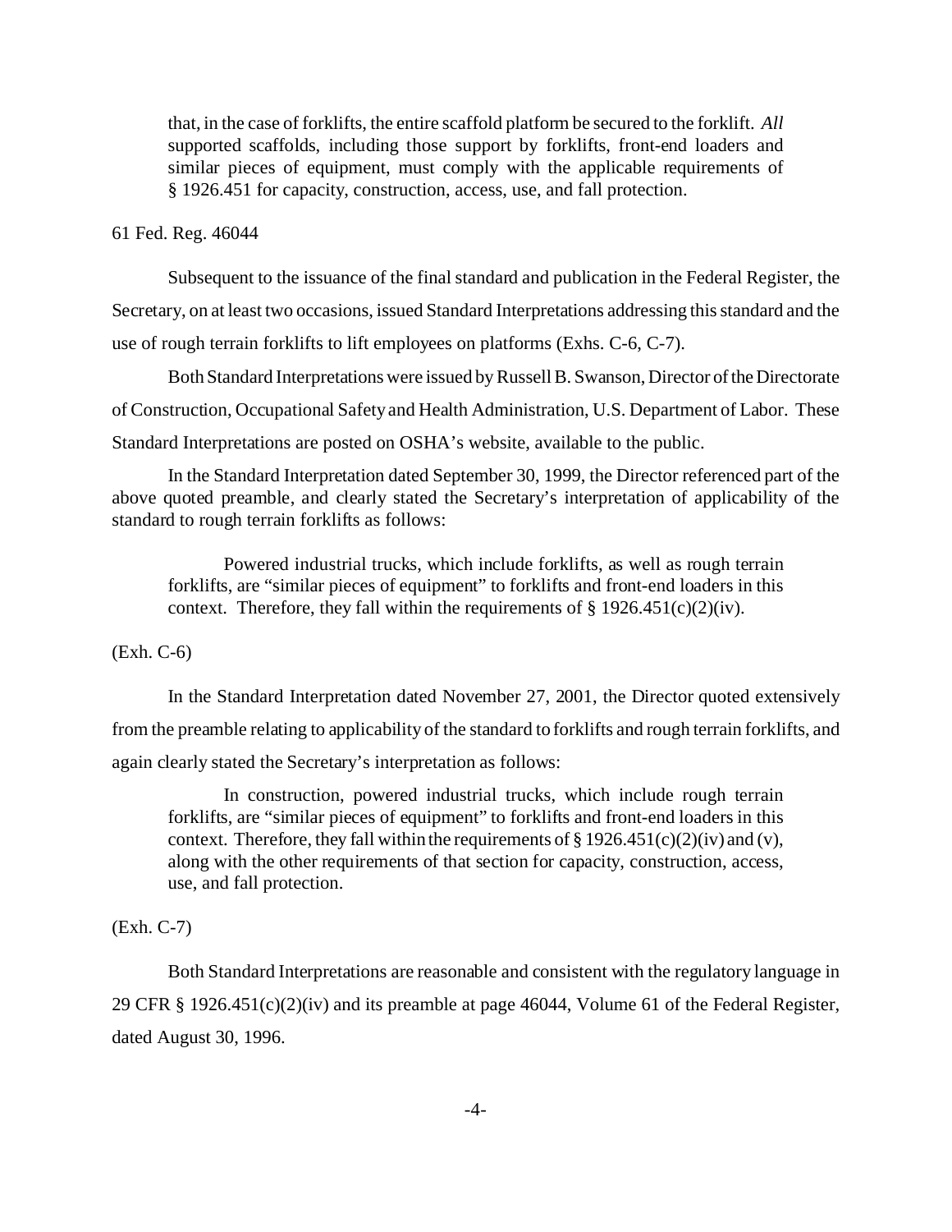> that, in the case of forklifts, the entire scaffold platform be secured to the forklift. *All* supported scaffolds, including those support by forklifts, front-end loaders and similar pieces of equipment, must comply with the applicable requirements of § 1926.451 for capacity, construction, access, use, and fall protection.

61 Fed. Reg. 46044

Subsequent to the issuance of the final standard and publication in the Federal Register, the Secretary, on at least two occasions, issued Standard Interpretations addressing this standard and the use of rough terrain forklifts to lift employees on platforms (Exhs. C-6, C-7).

Both Standard Interpretations were issued by Russell B. Swanson, Director of the Directorate of Construction, Occupational Safety and Health Administration, U.S. Department of Labor. These Standard Interpretations are posted on OSHA's website, available to the public.

In the Standard Interpretation dated September 30, 1999, the Director referenced part of the above quoted preamble, and clearly stated the Secretary's interpretation of applicability of the standard to rough terrain forklifts as follows:

> Powered industrial trucks, which include forklifts, as well as rough terrain forklifts, are "similar pieces of equipment" to forklifts and front-end loaders in this context. Therefore, they fall within the requirements of § 1926.451(c)(2)(iv).

(Exh. C-6)

In the Standard Interpretation dated November 27, 2001, the Director quoted extensively from the preamble relating to applicability of the standard to forklifts and rough terrain forklifts, and again clearly stated the Secretary's interpretation as follows:

> In construction, powered industrial trucks, which include rough terrain forklifts, are "similar pieces of equipment" to forklifts and front-end loaders in this context. Therefore, they fall within the requirements of § 1926.451(c)(2)(iv) and (v), along with the other requirements of that section for capacity, construction, access, use, and fall protection.

(Exh. C-7)

Both Standard Interpretations are reasonable and consistent with the regulatory language in 29 CFR § 1926.451(c)(2)(iv) and its preamble at page 46044, Volume 61 of the Federal Register, dated August 30, 1996.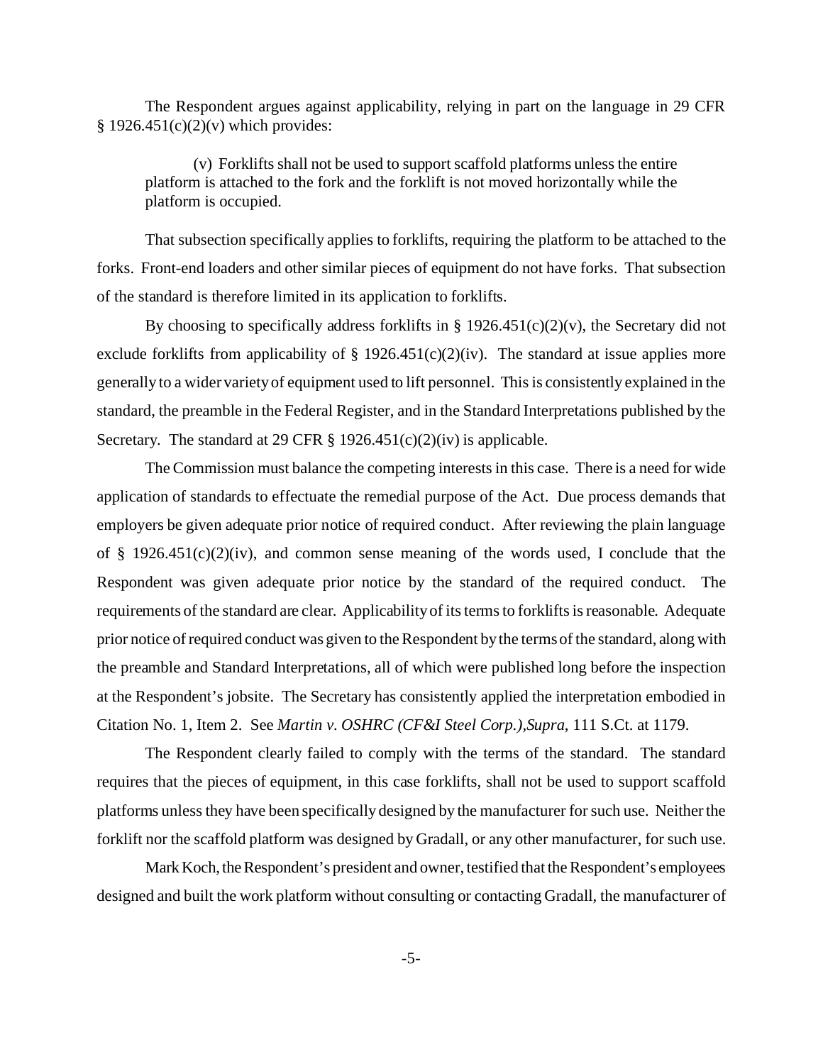The Respondent argues against applicability, relying in part on the language in 29 CFR § 1926.451(c)(2)(v) which provides:

> (v) Forklifts shall not be used to support scaffold platforms unless the entire platform is attached to the fork and the forklift is not moved horizontally while the platform is occupied.

That subsection specifically applies to forklifts, requiring the platform to be attached to the forks. Front-end loaders and other similar pieces of equipment do not have forks. That subsection of the standard is therefore limited in its application to forklifts.

By choosing to specifically address forklifts in § 1926.451(c)(2)(v), the Secretary did not exclude forklifts from applicability of § 1926.451(c)(2)(iv). The standard at issue applies more generally to a wider variety of equipment used to lift personnel. This is consistently explained in the standard, the preamble in the Federal Register, and in the Standard Interpretations published by the Secretary. The standard at 29 CFR § 1926.451(c)(2)(iv) is applicable.

The Commission must balance the competing interests in this case. There is a need for wide application of standards to effectuate the remedial purpose of the Act. Due process demands that employers be given adequate prior notice of required conduct. After reviewing the plain language of § 1926.451(c)(2)(iv), and common sense meaning of the words used, I conclude that the Respondent was given adequate prior notice by the standard of the required conduct. The requirements of the standard are clear. Applicability of its terms to forklifts is reasonable. Adequate prior notice of required conduct was given to the Respondent by the terms of the standard, along with the preamble and Standard Interpretations, all of which were published long before the inspection at the Respondent's jobsite. The Secretary has consistently applied the interpretation embodied in Citation No. 1, Item 2. See *Martin v. OSHRC (CF&I Steel Corp.),Supra*, 111 S.Ct. at 1179.

The Respondent clearly failed to comply with the terms of the standard. The standard requires that the pieces of equipment, in this case forklifts, shall not be used to support scaffold platforms unless they have been specifically designed by the manufacturer for such use. Neither the forklift nor the scaffold platform was designed by Gradall, or any other manufacturer, for such use.

Mark Koch, the Respondent's president and owner, testified that the Respondent's employees designed and built the work platform without consulting or contacting Gradall, the manufacturer of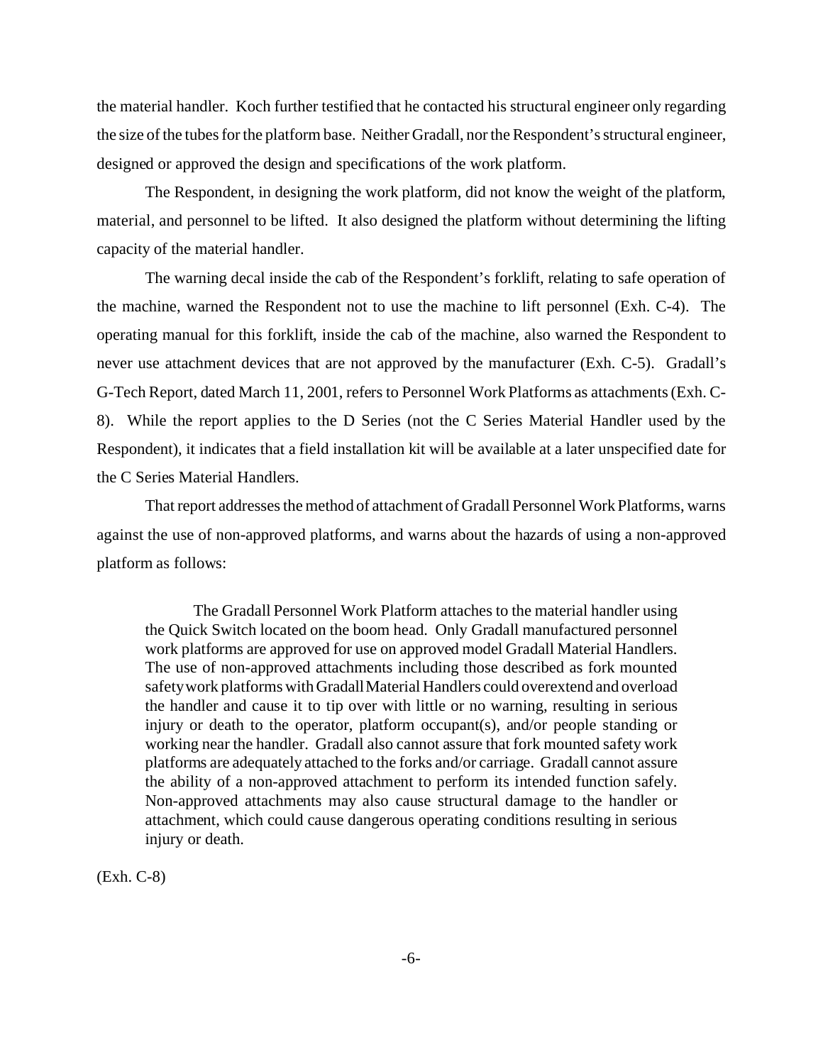the material handler. Koch further testified that he contacted his structural engineer only regarding the size of the tubes for the platform base. Neither Gradall, nor the Respondent's structural engineer, designed or approved the design and specifications of the work platform.

The Respondent, in designing the work platform, did not know the weight of the platform, material, and personnel to be lifted. It also designed the platform without determining the lifting capacity of the material handler.

The warning decal inside the cab of the Respondent's forklift, relating to safe operation of the machine, warned the Respondent not to use the machine to lift personnel (Exh. C-4). The operating manual for this forklift, inside the cab of the machine, also warned the Respondent to never use attachment devices that are not approved by the manufacturer (Exh. C-5). Gradall's G-Tech Report, dated March 11, 2001, refers to Personnel Work Platforms as attachments (Exh. C-8). While the report applies to the D Series (not the C Series Material Handler used by the Respondent), it indicates that a field installation kit will be available at a later unspecified date for the C Series Material Handlers.

That report addresses the method of attachment of Gradall Personnel Work Platforms, warns against the use of non-approved platforms, and warns about the hazards of using a non-approved platform as follows:

> The Gradall Personnel Work Platform attaches to the material handler using the Quick Switch located on the boom head. Only Gradall manufactured personnel work platforms are approved for use on approved model Gradall Material Handlers. The use of non-approved attachments including those described as fork mounted safety work platforms with Gradall Material Handlers could overextend and overload the handler and cause it to tip over with little or no warning, resulting in serious injury or death to the operator, platform occupant(s), and/or people standing or working near the handler. Gradall also cannot assure that fork mounted safety work platforms are adequately attached to the forks and/or carriage. Gradall cannot assure the ability of a non-approved attachment to perform its intended function safely. Non-approved attachments may also cause structural damage to the handler or attachment, which could cause dangerous operating conditions resulting in serious injury or death.

(Exh. C-8)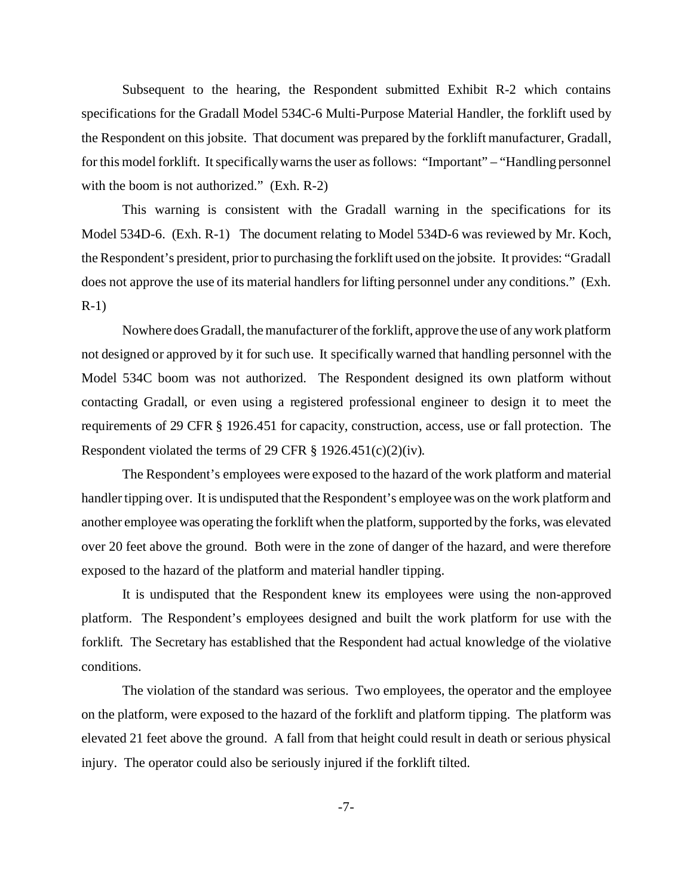Subsequent to the hearing, the Respondent submitted Exhibit R-2 which contains specifications for the Gradall Model 534C-6 Multi-Purpose Material Handler, the forklift used by the Respondent on this jobsite. That document was prepared by the forklift manufacturer, Gradall, for this model forklift. It specifically warns the user as follows: "Important" – "Handling personnel with the boom is not authorized." (Exh. R-2)

This warning is consistent with the Gradall warning in the specifications for its Model 534D-6. (Exh. R-1) The document relating to Model 534D-6 was reviewed by Mr. Koch, the Respondent's president, prior to purchasing the forklift used on the jobsite. It provides: "Gradall does not approve the use of its material handlers for lifting personnel under any conditions." (Exh. R-1)

Nowhere does Gradall, the manufacturer of the forklift, approve the use of any work platform not designed or approved by it for such use. It specifically warned that handling personnel with the Model 534C boom was not authorized. The Respondent designed its own platform without contacting Gradall, or even using a registered professional engineer to design it to meet the requirements of 29 CFR § 1926.451 for capacity, construction, access, use or fall protection. The Respondent violated the terms of 29 CFR § 1926.451(c)(2)(iv).

The Respondent's employees were exposed to the hazard of the work platform and material handler tipping over. It is undisputed that the Respondent's employee was on the work platform and another employee was operating the forklift when the platform, supported by the forks, was elevated over 20 feet above the ground. Both were in the zone of danger of the hazard, and were therefore exposed to the hazard of the platform and material handler tipping.

It is undisputed that the Respondent knew its employees were using the non-approved platform. The Respondent's employees designed and built the work platform for use with the forklift. The Secretary has established that the Respondent had actual knowledge of the violative conditions.

The violation of the standard was serious. Two employees, the operator and the employee on the platform, were exposed to the hazard of the forklift and platform tipping. The platform was elevated 21 feet above the ground. A fall from that height could result in death or serious physical injury. The operator could also be seriously injured if the forklift tilted.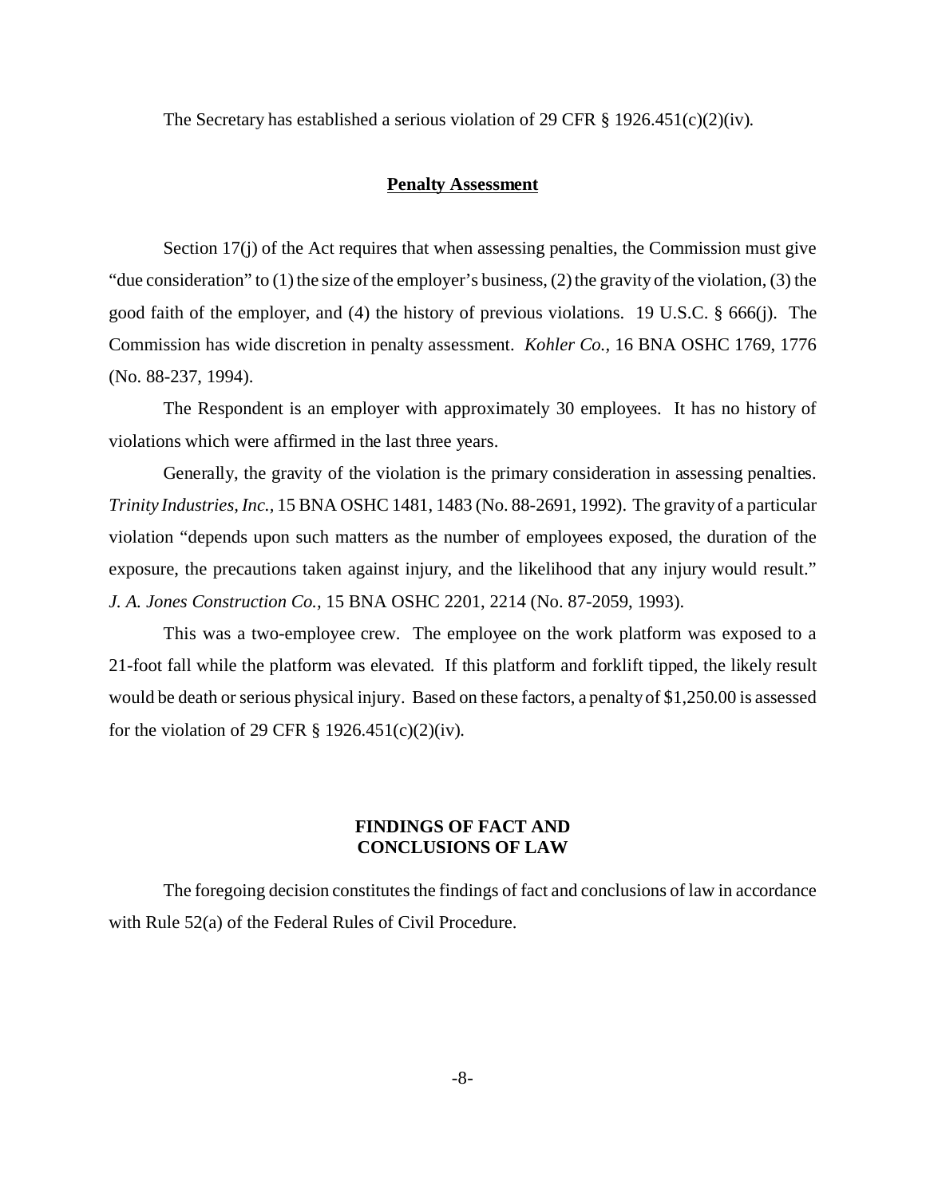The Secretary has established a serious violation of 29 CFR § 1926.451(c)(2)(iv).

## **Penalty Assessment**

Section 17(j) of the Act requires that when assessing penalties, the Commission must give "due consideration" to (1) the size of the employer's business, (2) the gravity of the violation, (3) the good faith of the employer, and (4) the history of previous violations. 19 U.S.C. § 666(j). The Commission has wide discretion in penalty assessment. *Kohler Co.,* 16 BNA OSHC 1769, 1776 (No. 88-237, 1994).

The Respondent is an employer with approximately 30 employees. It has no history of violations which were affirmed in the last three years.

Generally, the gravity of the violation is the primary consideration in assessing penalties. *Trinity Industries, Inc.*, 15 BNA OSHC 1481, 1483 (No. 88-2691, 1992). The gravity of a particular violation "depends upon such matters as the number of employees exposed, the duration of the exposure, the precautions taken against injury, and the likelihood that any injury would result." *J. A. Jones Construction Co.,* 15 BNA OSHC 2201, 2214 (No. 87-2059, 1993).

This was a two-employee crew. The employee on the work platform was exposed to a 21-foot fall while the platform was elevated. If this platform and forklift tipped, the likely result would be death or serious physical injury. Based on these factors, a penalty of $1,250.00 is assessed for the violation of 29 CFR § 1926.451(c)(2)(iv).

## **FINDINGS OF FACT AND CONCLUSIONS OF LAW**

The foregoing decision constitutes the findings of fact and conclusions of law in accordance with Rule 52(a) of the Federal Rules of Civil Procedure.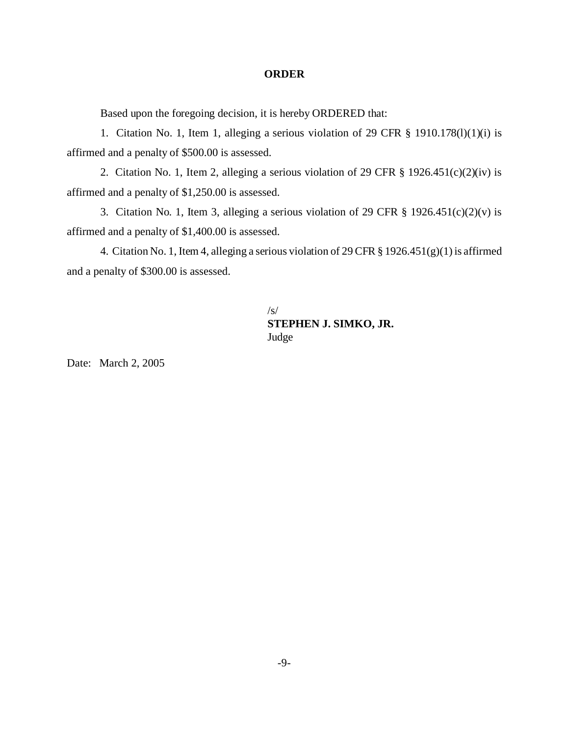## ORDER

Based upon the foregoing decision, it is hereby ORDERED that:

1. Citation No. 1, Item 1, alleging a serious violation of 29 CFR § 1910.178(l)(1)(i) is affirmed and a penalty of $500.00 is assessed.

2. Citation No. 1, Item 2, alleging a serious violation of 29 CFR § 1926.451(c)(2)(iv) is affirmed and a penalty of $1,250.00 is assessed.

3. Citation No. 1, Item 3, alleging a serious violation of 29 CFR § 1926.451(c)(2)(v) is affirmed and a penalty of $1,400.00 is assessed.

4. Citation No. 1, Item 4, alleging a serious violation of 29 CFR § 1926.451(g)(1) is affirmed and a penalty of $300.00 is assessed.

/s/
**STEPHEN J. SIMKO, JR.**
Judge

Date: March 2, 2005